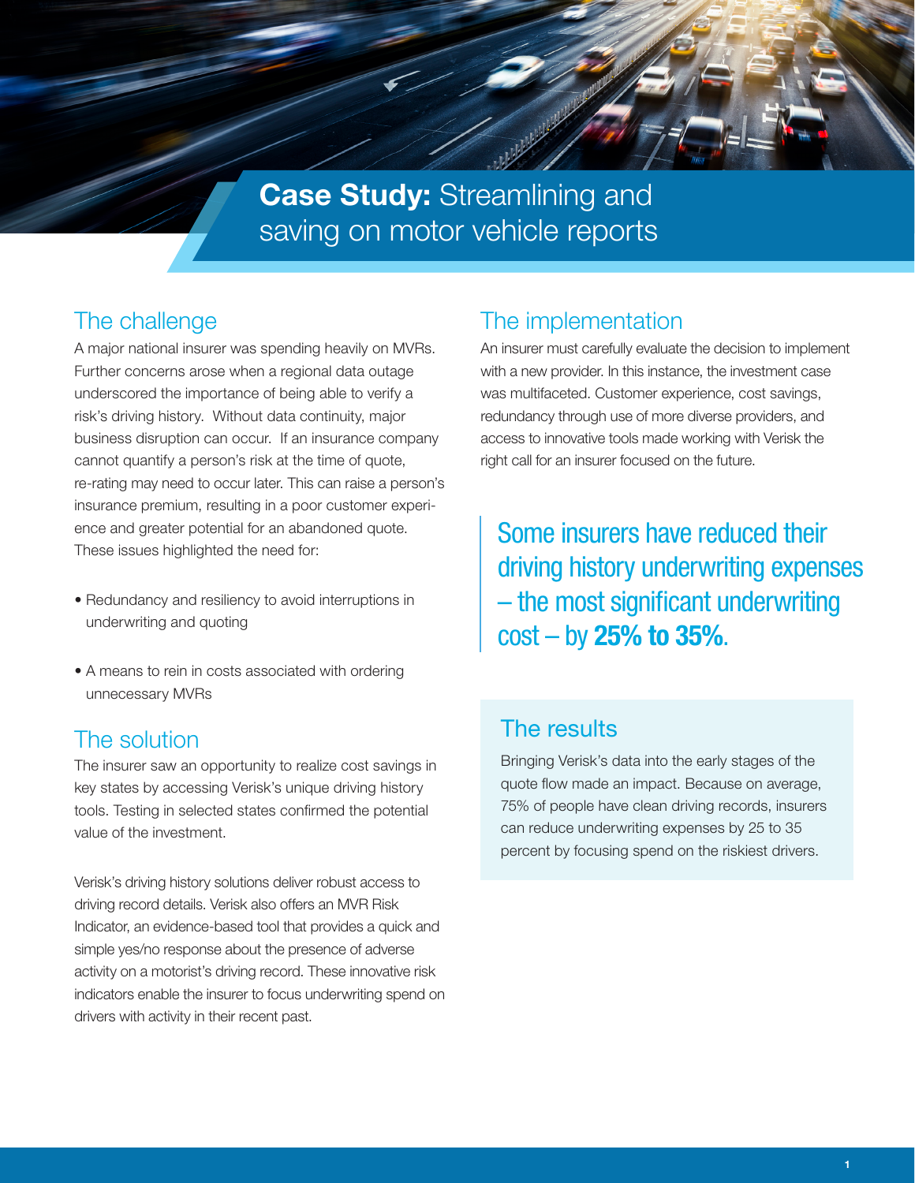# **Case Study:** Streamlining and saving on motor vehicle reports

## The challenge

A major national insurer was spending heavily on MVRs. Further concerns arose when a regional data outage underscored the importance of being able to verify a risk's driving history. Without data continuity, major business disruption can occur. If an insurance company cannot quantify a person's risk at the time of quote, re-rating may need to occur later. This can raise a person's insurance premium, resulting in a poor customer experience and greater potential for an abandoned quote. These issues highlighted the need for:

- Redundancy and resiliency to avoid interruptions in underwriting and quoting
- A means to rein in costs associated with ordering unnecessary MVRs

## The solution

The insurer saw an opportunity to realize cost savings in key states by accessing Verisk's unique driving history tools. Testing in selected states confirmed the potential value of the investment.

Verisk's driving history solutions deliver robust access to driving record details. Verisk also offers an MVR Risk Indicator, an evidence-based tool that provides a quick and simple yes/no response about the presence of adverse activity on a motorist's driving record. These innovative risk indicators enable the insurer to focus underwriting spend on drivers with activity in their recent past.

## The implementation

An insurer must carefully evaluate the decision to implement with a new provider. In this instance, the investment case was multifaceted. Customer experience, cost savings, redundancy through use of more diverse providers, and access to innovative tools made working with Verisk the right call for an insurer focused on the future.

> Some insurers have reduced their driving history underwriting expenses – the most significant underwriting cost – by **25% to 35%**.

## The results

Bringing Verisk's data into the early stages of the quote flow made an impact. Because on average, 75% of people have clean driving records, insurers can reduce underwriting expenses by 25 to 35 percent by focusing spend on the riskiest drivers.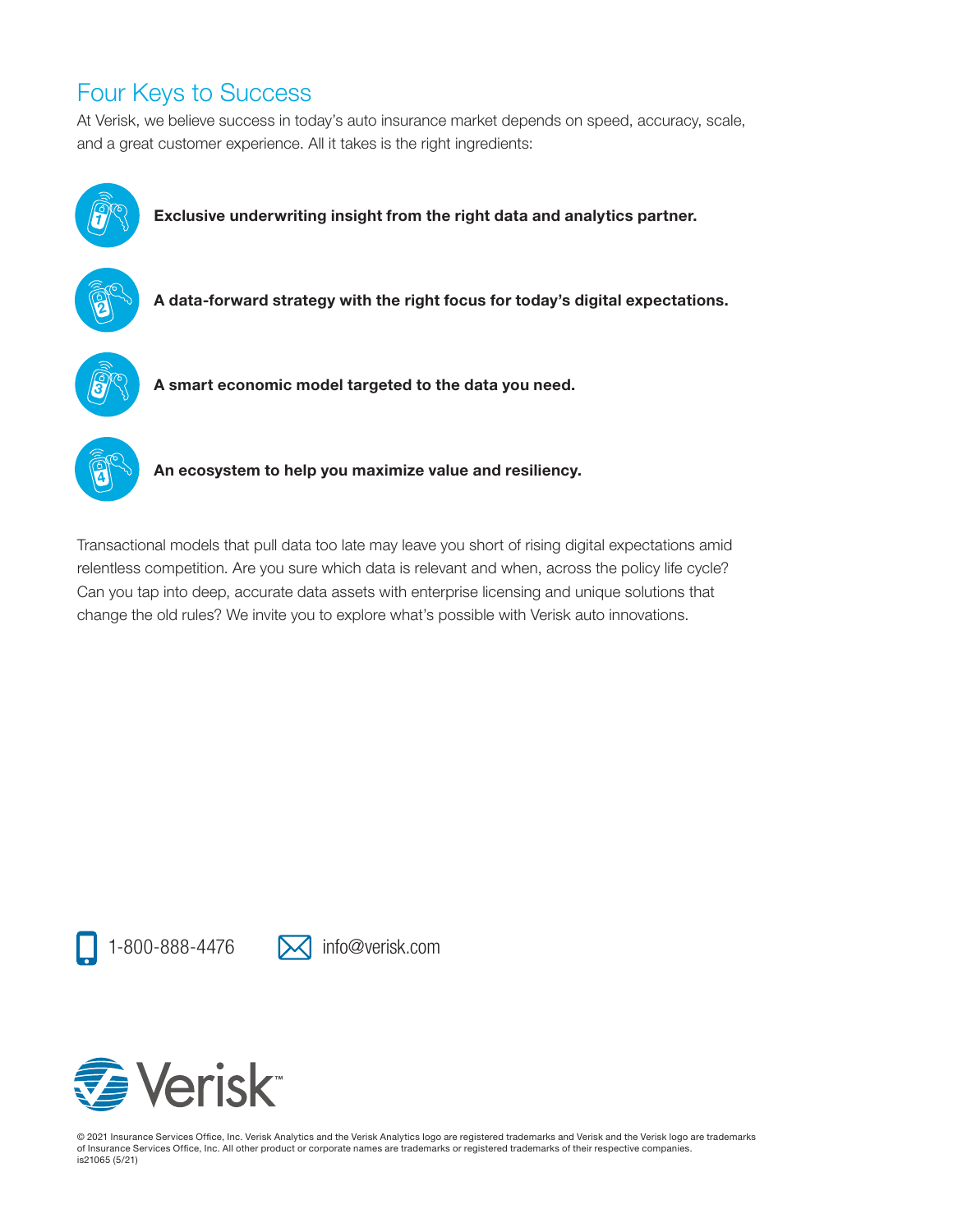## Four Keys to Success

At Verisk, we believe success in today's auto insurance market depends on speed, accuracy, scale, and a great customer experience. All it takes is the right ingredients:

1. **Exclusive underwriting insight from the right data and analytics partner.**
2. **A data-forward strategy with the right focus for today's digital expectations.**
3. **A smart economic model targeted to the data you need.**
4. **An ecosystem to help you maximize value and resiliency.**

Transactional models that pull data too late may leave you short of rising digital expectations amid relentless competition. Are you sure which data is relevant and when, across the policy life cycle? Can you tap into deep, accurate data assets with enterprise licensing and unique solutions that change the old rules? We invite you to explore what's possible with Verisk auto innovations.

1-800-888-4476

info@verisk.com

Verisk™

© 2021 Insurance Services Office, Inc. Verisk Analytics and the Verisk Analytics logo are registered trademarks and Verisk and the Verisk logo are trademarks of Insurance Services Office, Inc. All other product or corporate names are trademarks or registered trademarks of their respective companies.
is21065 (5/21)